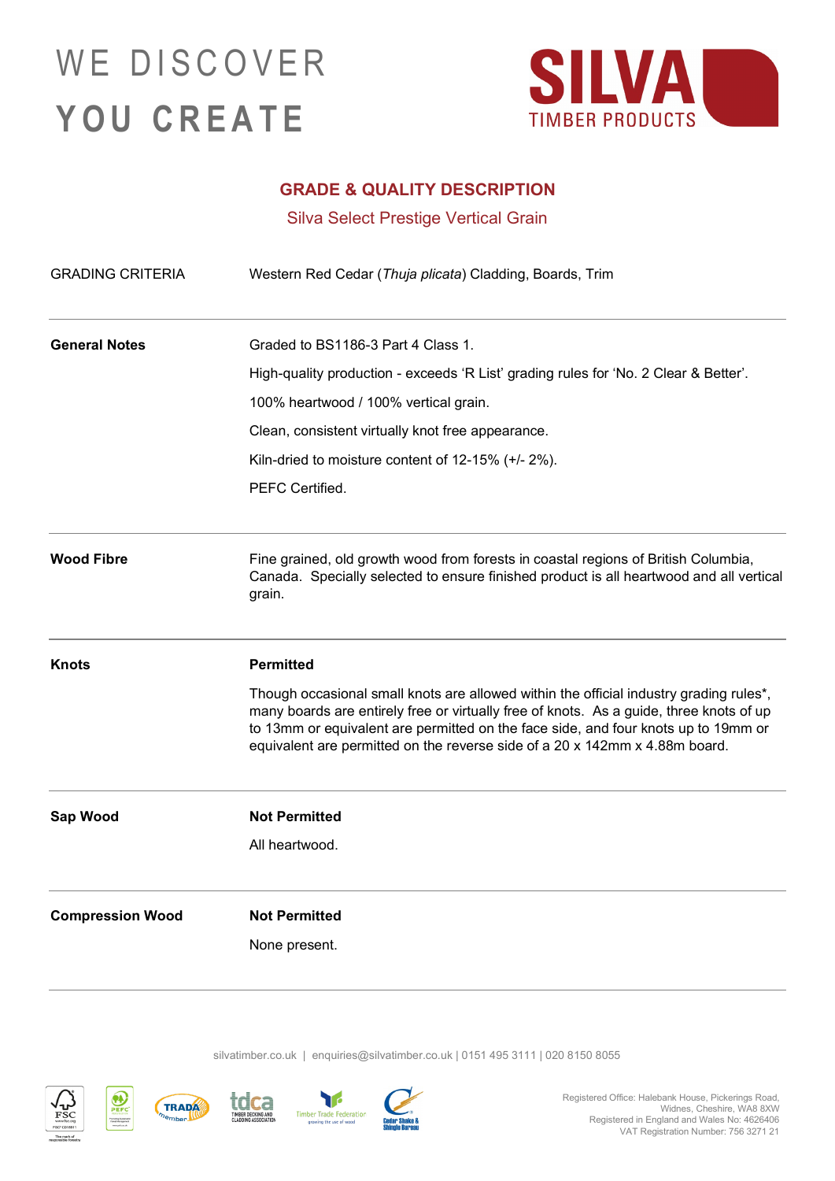WE DISCOVER

YOU CREATE

SILVA TIMBER PRODUCTS

## GRADE & QUALITY DESCRIPTION

### Silva Select Prestige Vertical Grain

| GRADING CRITERIA | Western Red Cedar (*Thuja plicata*) Cladding, Boards, Trim |
|---|---|
| **General Notes** | Graded to BS1186-3 Part 4 Class 1.<br>High-quality production - exceeds 'R List' grading rules for 'No. 2 Clear & Better'.<br>100% heartwood / 100% vertical grain.<br>Clean, consistent virtually knot free appearance.<br>Kiln-dried to moisture content of 12-15% (+/- 2%).<br>PEFC Certified. |
| **Wood Fibre** | Fine grained, old growth wood from forests in coastal regions of British Columbia, Canada. Specially selected to ensure finished product is all heartwood and all vertical grain. |
| **Knots** | **Permitted**<br>Though occasional small knots are allowed within the official industry grading rules*, many boards are entirely free or virtually free of knots. As a guide, three knots of up to 13mm or equivalent are permitted on the face side, and four knots up to 19mm or equivalent are permitted on the reverse side of a 20 x 142mm x 4.88m board. |
| **Sap Wood** | **Not Permitted**<br>All heartwood. |
| **Compression Wood** | **Not Permitted**<br>None present. |

silvatimber.co.uk | enquiries@silvatimber.co.uk | 0151 495 3111 | 020 8150 8055

Registered Office: Halebank House, Pickerings Road, Widnes, Cheshire, WA8 8XW
Registered in England and Wales No: 4626406
VAT Registration Number: 756 3271 21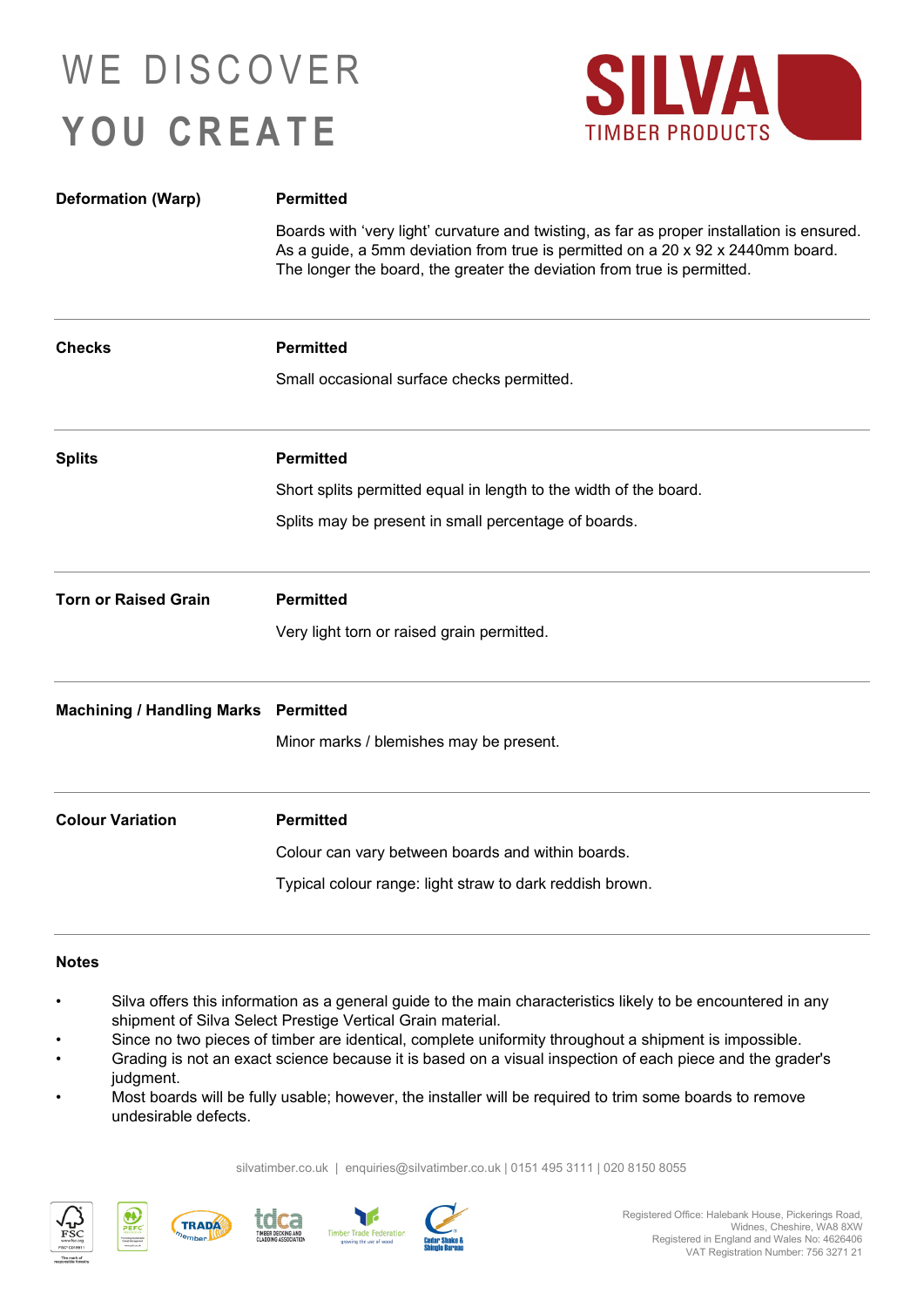| | |
|---|---|
| **Deformation (Warp)** | **Permitted**<br><br>Boards with 'very light' curvature and twisting, as far as proper installation is ensured. As a guide, a 5mm deviation from true is permitted on a 20 x 92 x 2440mm board. The longer the board, the greater the deviation from true is permitted. |
| **Checks** | **Permitted**<br><br>Small occasional surface checks permitted. |
| **Splits** | **Permitted**<br><br>Short splits permitted equal in length to the width of the board.<br><br>Splits may be present in small percentage of boards. |
| **Torn or Raised Grain** | **Permitted**<br><br>Very light torn or raised grain permitted. |
| **Machining / Handling Marks** | **Permitted**<br><br>Minor marks / blemishes may be present. |
| **Colour Variation** | **Permitted**<br><br>Colour can vary between boards and within boards.<br><br>Typical colour range: light straw to dark reddish brown. |

## Notes

- Silva offers this information as a general guide to the main characteristics likely to be encountered in any shipment of Silva Select Prestige Vertical Grain material.
- Since no two pieces of timber are identical, complete uniformity throughout a shipment is impossible.
- Grading is not an exact science because it is based on a visual inspection of each piece and the grader's judgment.
- Most boards will be fully usable; however, the installer will be required to trim some boards to remove undesirable defects.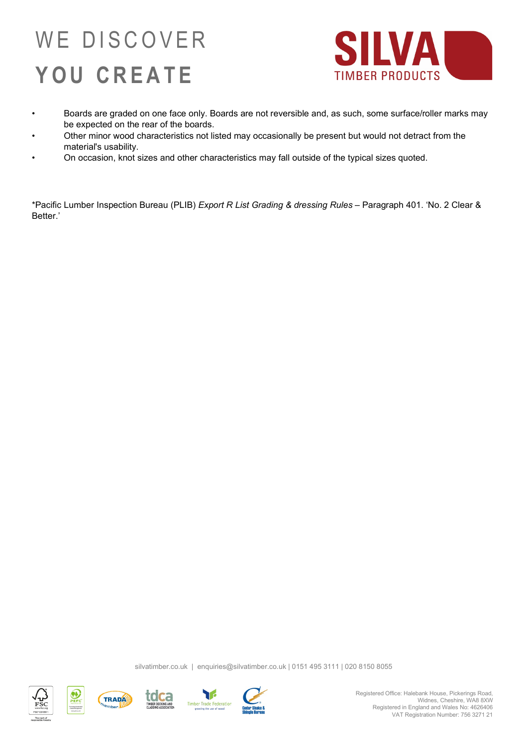- Boards are graded on one face only. Boards are not reversible and, as such, some surface/roller marks may be expected on the rear of the boards.
- Other minor wood characteristics not listed may occasionally be present but would not detract from the material's usability.
- On occasion, knot sizes and other characteristics may fall outside of the typical sizes quoted.

*Pacific Lumber Inspection Bureau (PLIB) *Export R List Grading & dressing Rules* – Paragraph 401. 'No. 2 Clear & Better.'